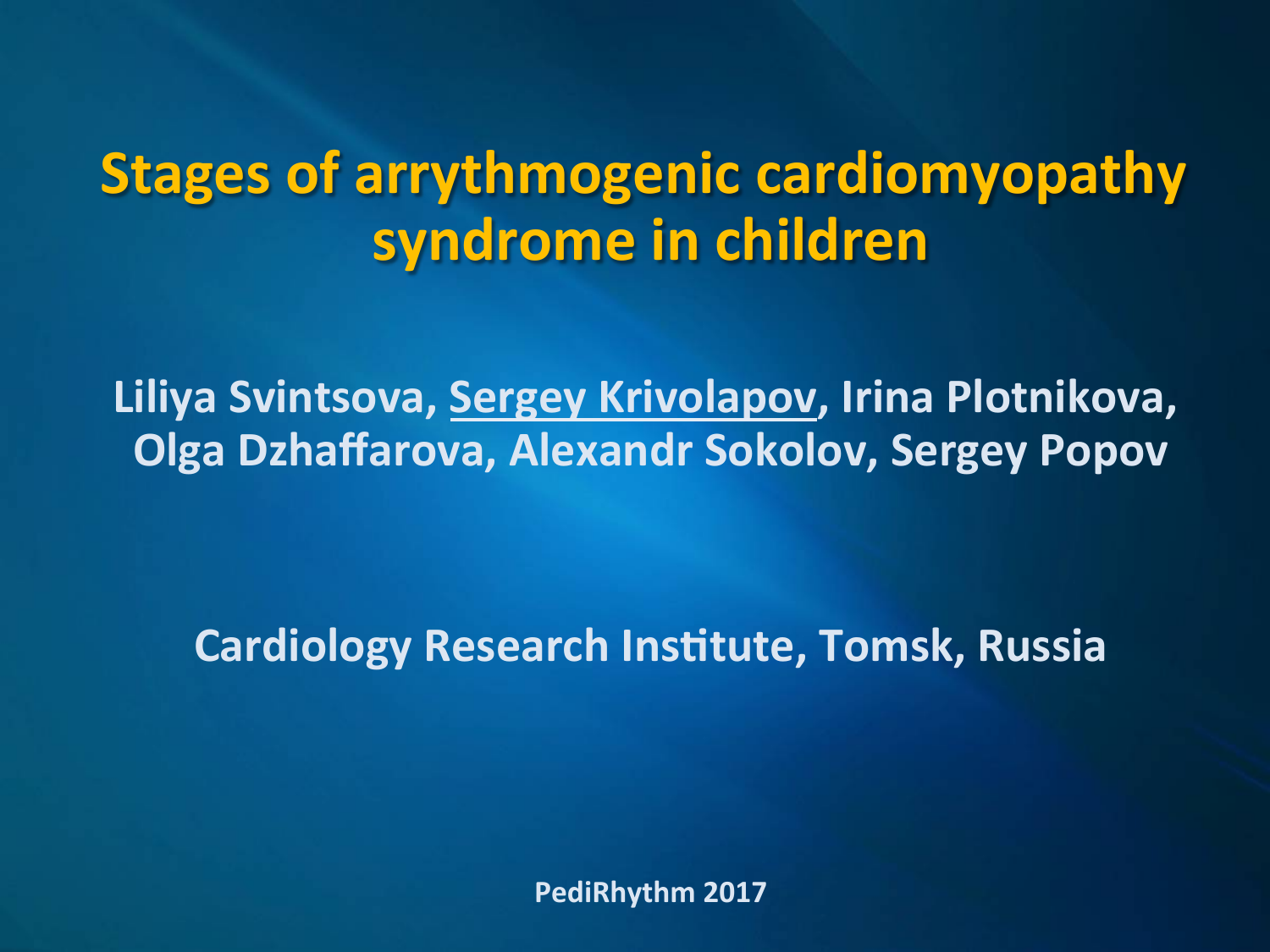# Stages of arrythmogenic cardiomyopathy syndrome in children

**Liliya Svintsova, Sergey Krivolapov, Irina Plotnikova, Olga Dzhaffarova, Alexandr Sokolov, Sergey Popov**

**Cardiology Research Institute, Tomsk, Russia**

**PediRhythm 2017**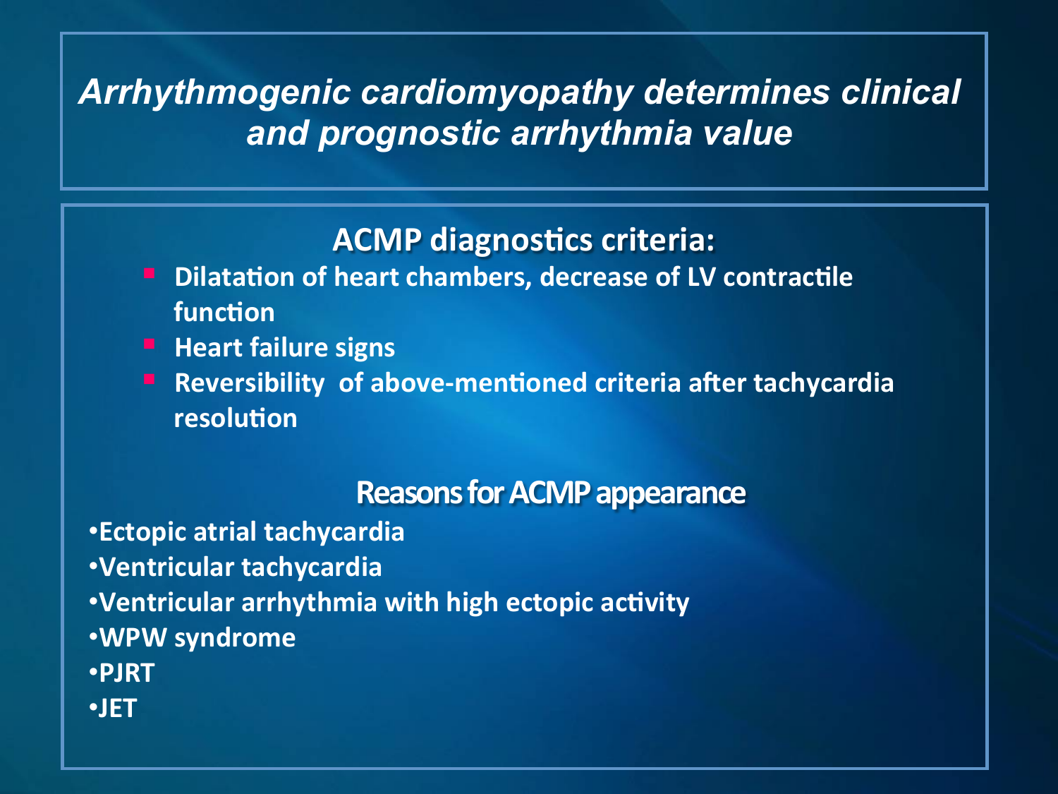# *Arrhythmogenic cardiomyopathy determines clinical and prognostic arrhythmia value*

## ACMP diagnostics criteria:

- Dilatation of heart chambers, decrease of LV contractile function
- Heart failure signs
- Reversibility of above-mentioned criteria after tachycardia resolution

## Reasons for ACMP appearance

- Ectopic atrial tachycardia
- Ventricular tachycardia
- Ventricular arrhythmia with high ectopic activity
- WPW syndrome
- PJRT
- JET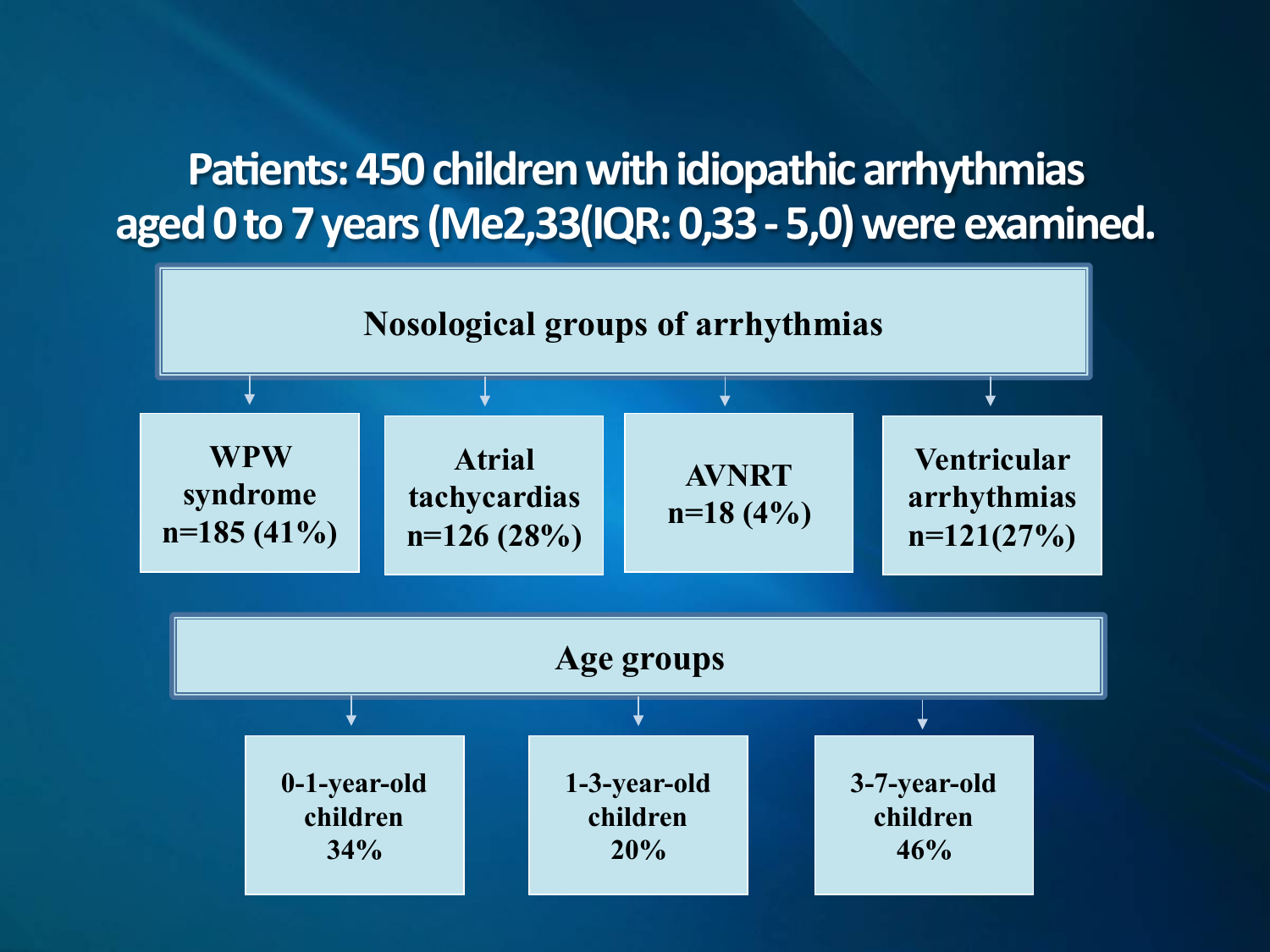# Patients: 450 children with idiopathic arrhythmias aged 0 to 7 years (Me2,33(IQR: 0,33 - 5,0) were examined.

**Nosological groups of arrhythmias**

- **WPW syndrome n=185 (41%)**
- **Atrial tachycardias n=126 (28%)**
- **AVNRT n=18 (4%)**
- **Ventricular arrhythmias n=121(27%)**

**Age groups**

- **0-1-year-old children 34%**
- **1-3-year-old children 20%**
- **3-7-year-old children 46%**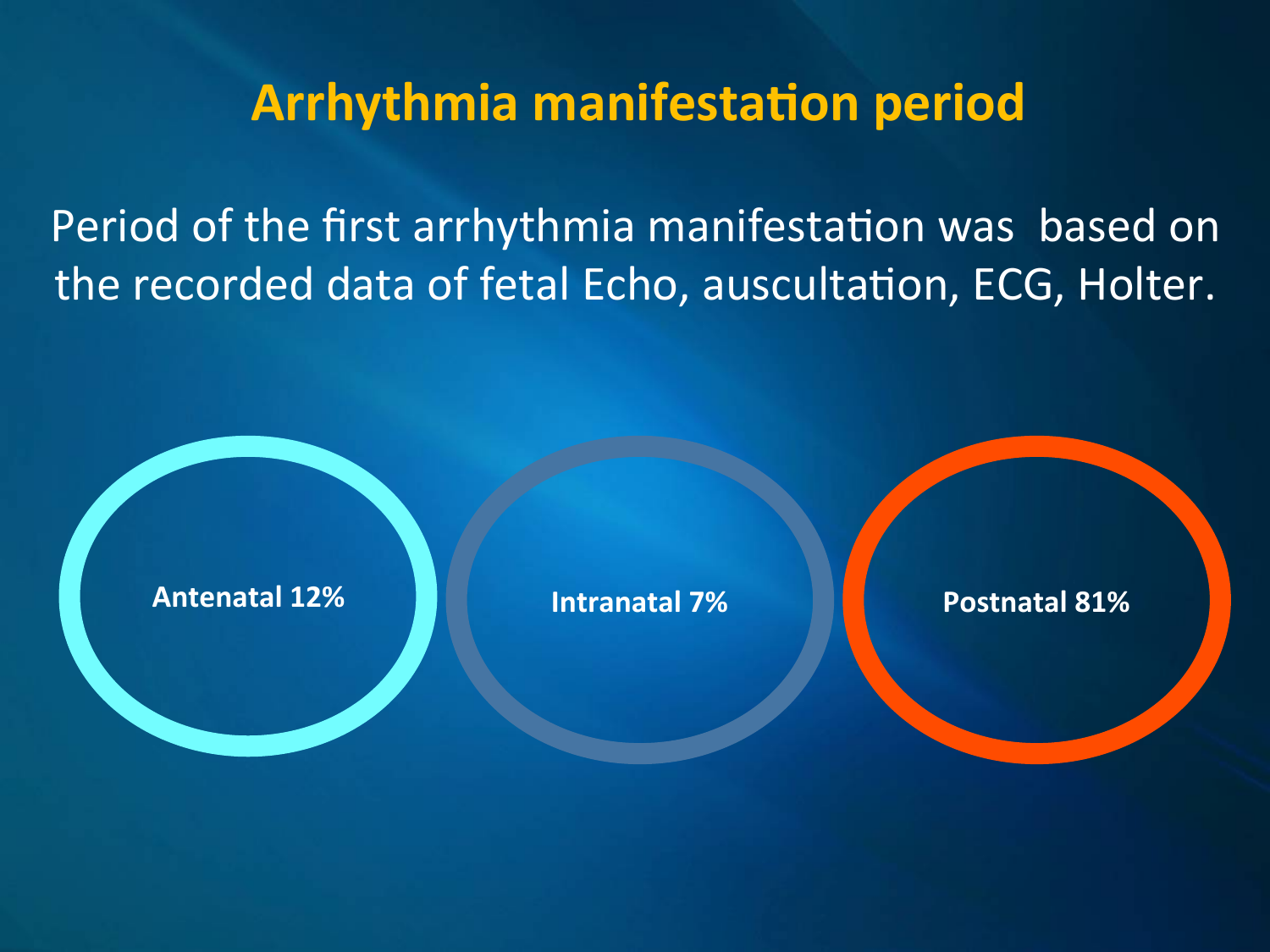# Arrhythmia manifestation period

Period of the first arrhythmia manifestation was based on the recorded data of fetal Echo, auscultation, ECG, Holter.

**Antenatal 12%**

**Intranatal 7%**

**Postnatal 81%**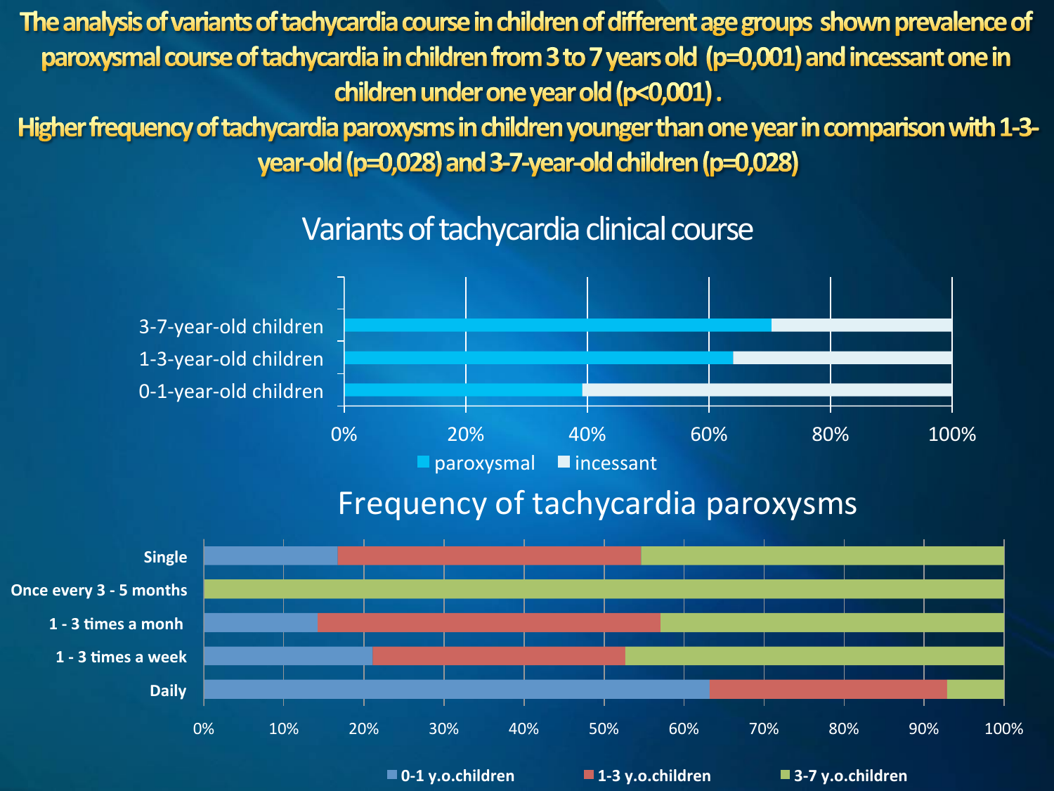The analysis of variants of tachycardia course in children of different age groups shown prevalence of paroxysmal course of tachycardia in children from 3 to 7 years old ($p=0{,}001$) and incessant one in children under one year old ($p<0{,}001$).

Higher frequency of tachycardia paroxysms in children younger than one year in comparison with 1-3-year-old ($p=0{,}028$) and 3-7-year-old children ($p=0{,}028$)

## Variants of tachycardia clinical course

3-7-year-old children

1-3-year-old children

0-1-year-old children

0% 20% 40% 60% 80% 100%

paroxysmal incessant

## Frequency of tachycardia paroxysms

Single

Once every 3 - 5 months

1 - 3 times a monh

1 - 3 times a week

Daily

0% 10% 20% 30% 40% 50% 60% 70% 80% 90% 100%

0-1 y.o.children 1-3 y.o.children 3-7 y.o.children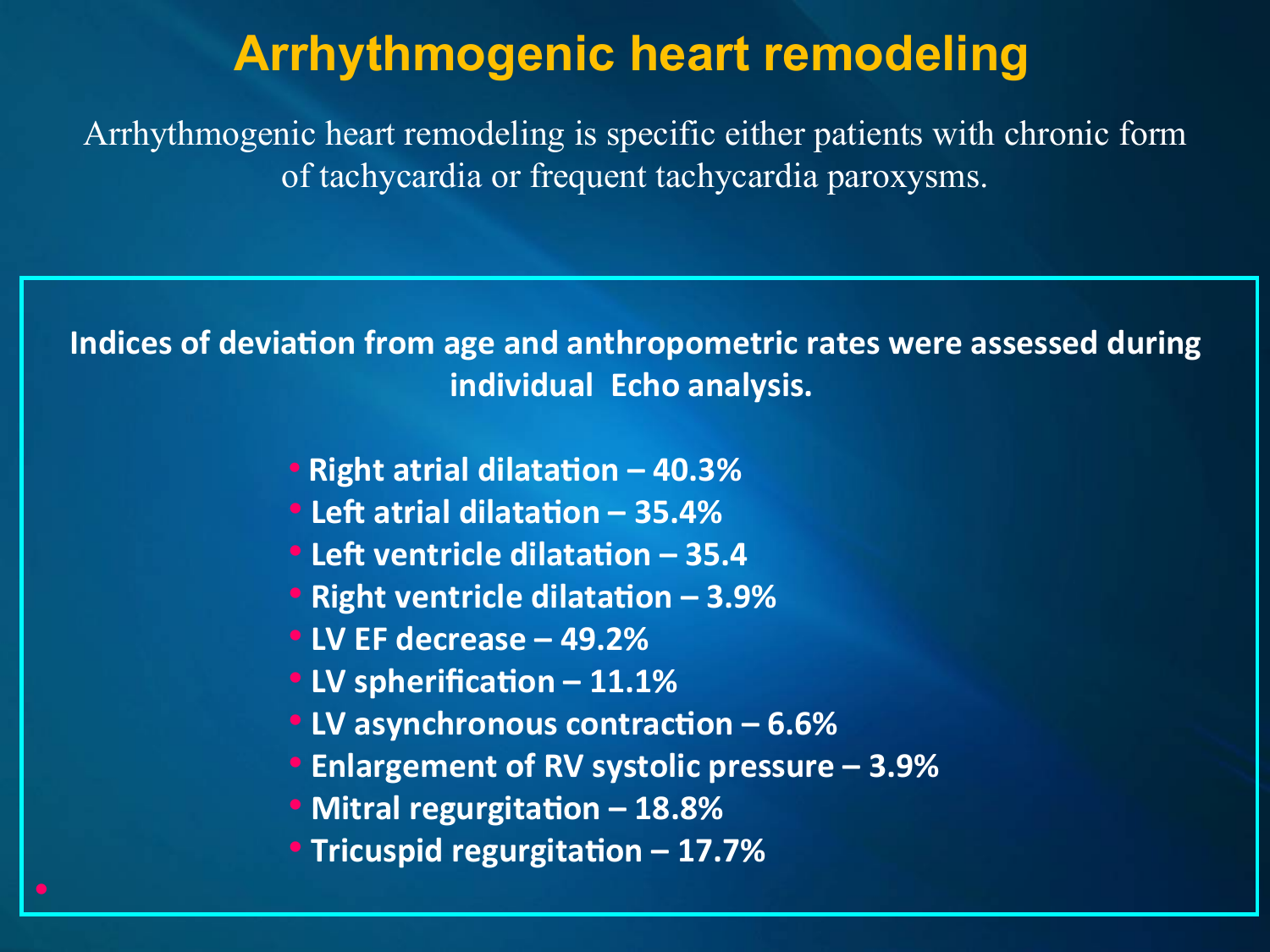# Arrhythmogenic heart remodeling

Arrhythmogenic heart remodeling is specific either patients with chronic form of tachycardia or frequent tachycardia paroxysms.

**Indices of deviation from age and anthropometric rates were assessed during individual Echo analysis.**

- **Right atrial dilatation – 40.3%**
- **Left atrial dilatation – 35.4%**
- **Left ventricle dilatation – 35.4**
- **Right ventricle dilatation – 3.9%**
- **LV EF decrease – 49.2%**
- **LV spherification – 11.1%**
- **LV asynchronous contraction – 6.6%**
- **Enlargement of RV systolic pressure – 3.9%**
- **Mitral regurgitation – 18.8%**
- **Tricuspid regurgitation – 17.7%**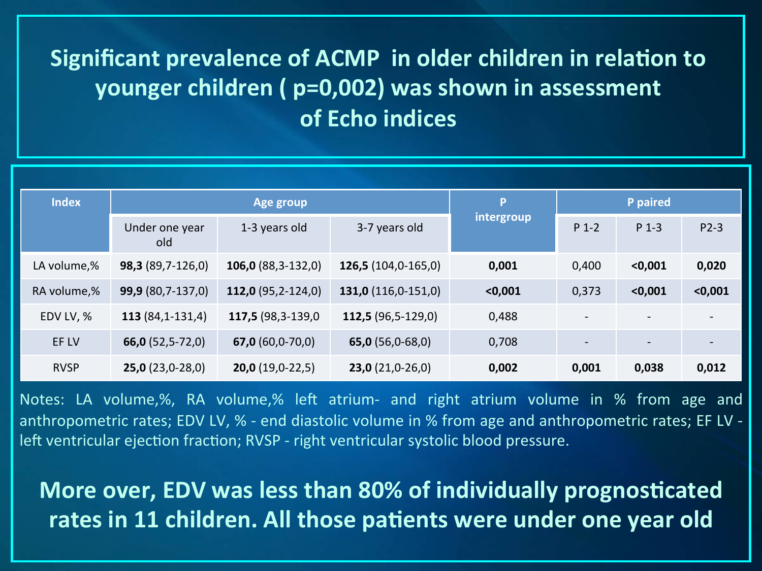# Significant prevalence of ACMP in older children in relation to younger children ( p=0,002) was shown in assessment of Echo indices

| Index | Age group | | | P intergroup | P paired | | |
|---|---|---|---|---|---|---|---|
| | Under one year old | 1-3 years old | 3-7 years old | | P 1-2 | P 1-3 | P2-3 |
| LA volume,% | **98,3** (89,7-126,0) | **106,0** (88,3-132,0) | **126,5** (104,0-165,0) | **0,001** | 0,400 | **<0,001** | **0,020** |
| RA volume,% | **99,9** (80,7-137,0) | **112,0** (95,2-124,0) | **131,0** (116,0-151,0) | **<0,001** | 0,373 | **<0,001** | **<0,001** |
| EDV LV, % | **113** (84,1-131,4) | **117,5** (98,3-139,0 | **112,5** (96,5-129,0) | 0,488 | - | - | - |
| EF LV | **66,0** (52,5-72,0) | **67,0** (60,0-70,0) | **65,0** (56,0-68,0) | 0,708 | - | - | - |
| RVSP | **25,0** (23,0-28,0) | **20,0** (19,0-22,5) | **23,0** (21,0-26,0) | **0,002** | **0,001** | **0,038** | **0,012** |

Notes: LA volume,%, RA volume,% left atrium- and right atrium volume in % from age and anthropometric rates; EDV LV, % - end diastolic volume in % from age and anthropometric rates; EF LV - left ventricular ejection fraction; RVSP - right ventricular systolic blood pressure.

**More over, EDV was less than 80% of individually prognosticated rates in 11 children. All those patients were under one year old**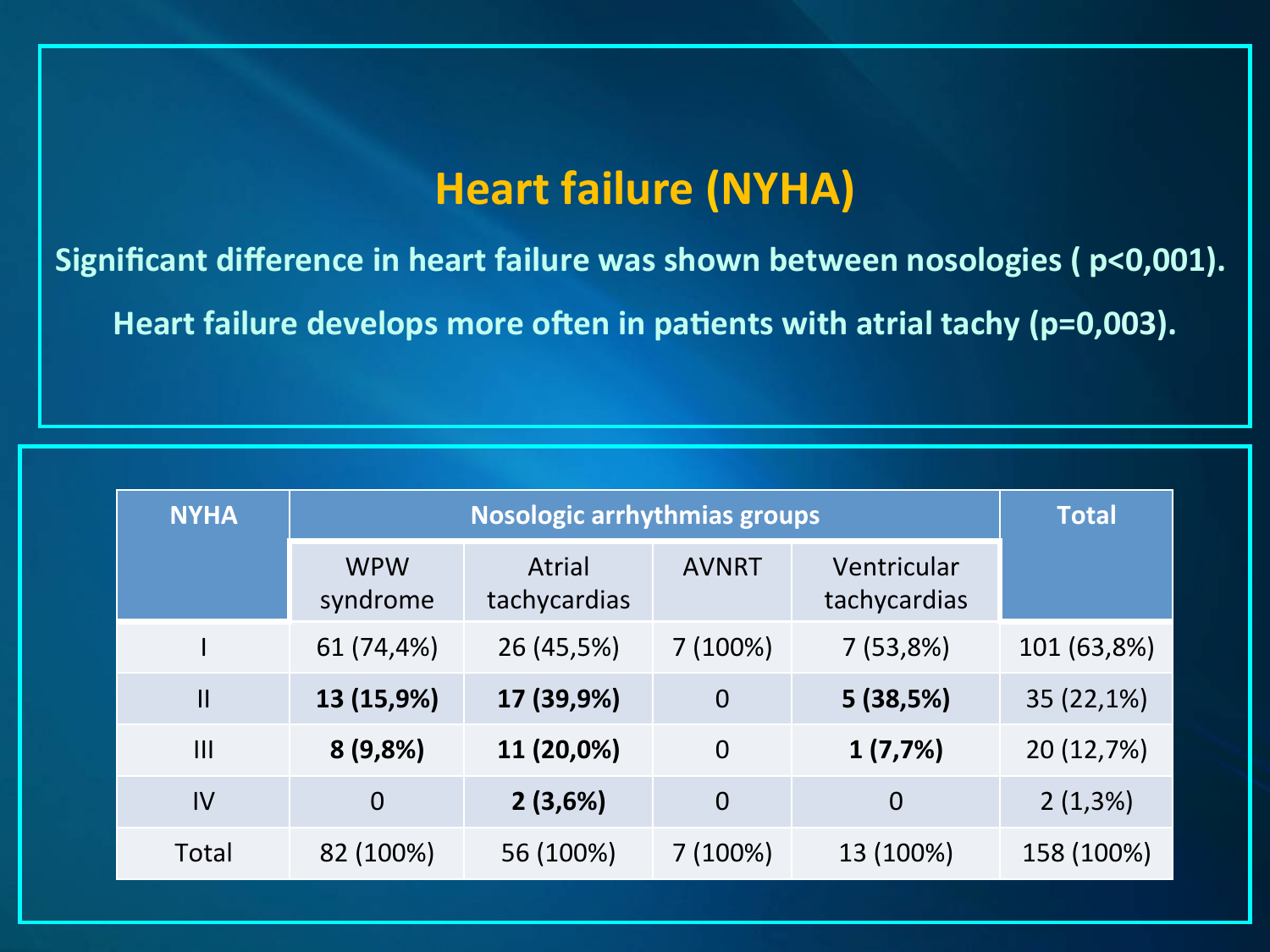# Heart failure (NYHA)

**Significant difference in heart failure was shown between nosologies ( p<0,001).**

**Heart failure develops more often in patients with atrial tachy (p=0,003).**

| NYHA | Nosologic arrhythmias groups | | | | Total |
|---|---|---|---|---|---|
| | WPW syndrome | Atrial tachycardias | AVNRT | Ventricular tachycardias | |
| I | 61 (74,4%) | 26 (45,5%) | 7 (100%) | 7 (53,8%) | 101 (63,8%) |
| II | **13 (15,9%)** | **17 (39,9%)** | 0 | **5 (38,5%)** | 35 (22,1%) |
| III | **8 (9,8%)** | **11 (20,0%)** | 0 | **1 (7,7%)** | 20 (12,7%) |
| IV | 0 | **2 (3,6%)** | 0 | 0 | 2 (1,3%) |
| Total | 82 (100%) | 56 (100%) | 7 (100%) | 13 (100%) | 158 (100%) |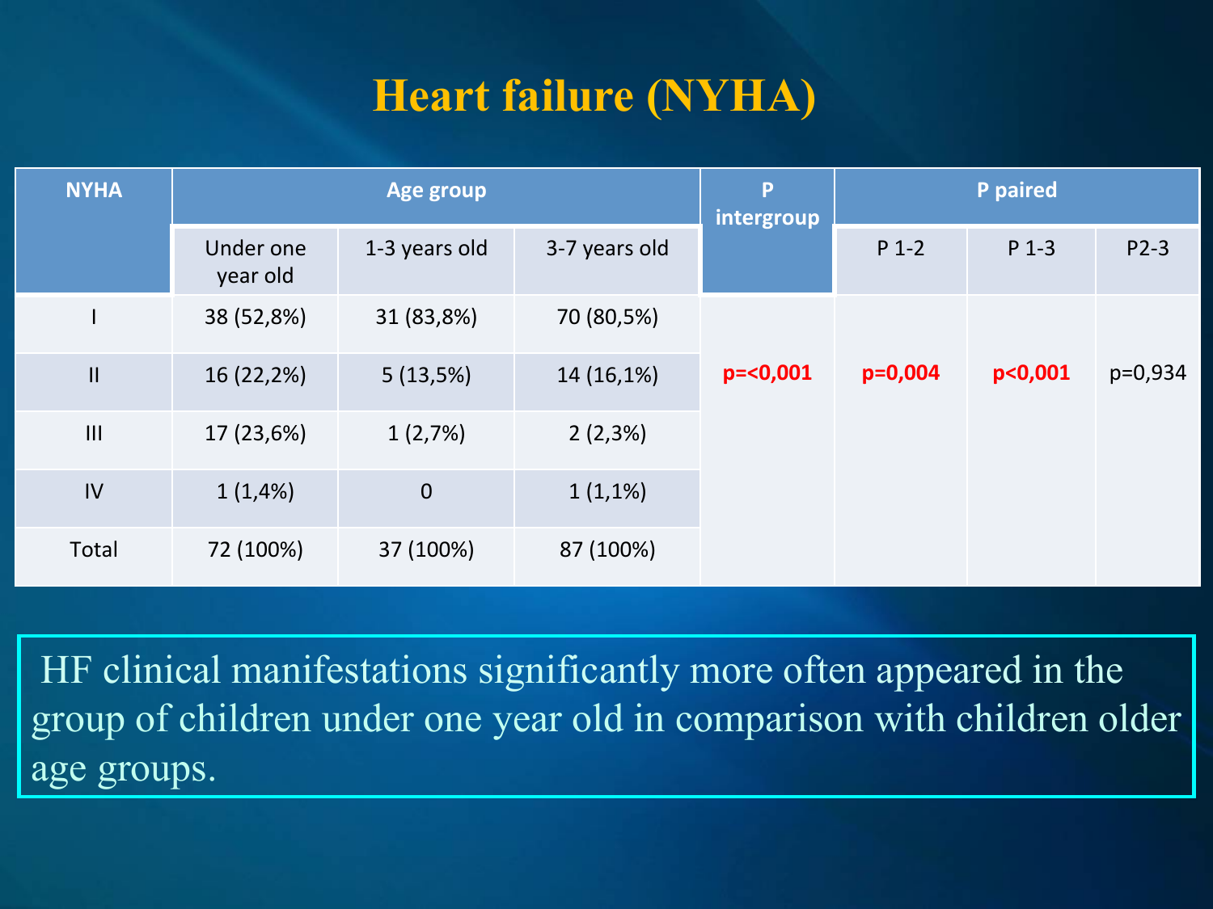# Heart failure (NYHA)

| NYHA | Age group | | | P intergroup | P paired | | |
|---|---|---|---|---|---|---|---|
| | Under one year old | 1-3 years old | 3-7 years old | | P 1-2 | P 1-3 | P2-3 |
| I | 38 (52,8%) | 31 (83,8%) | 70 (80,5%) | p=<0,001 | p=0,004 | p<0,001 | p=0,934 |
| II | 16 (22,2%) | 5 (13,5%) | 14 (16,1%) | | | | |
| III | 17 (23,6%) | 1 (2,7%) | 2 (2,3%) | | | | |
| IV | 1 (1,4%) | 0 | 1 (1,1%) | | | | |
| Total | 72 (100%) | 37 (100%) | 87 (100%) | | | | |

HF clinical manifestations significantly more often appeared in the group of children under one year old in comparison with children older age groups.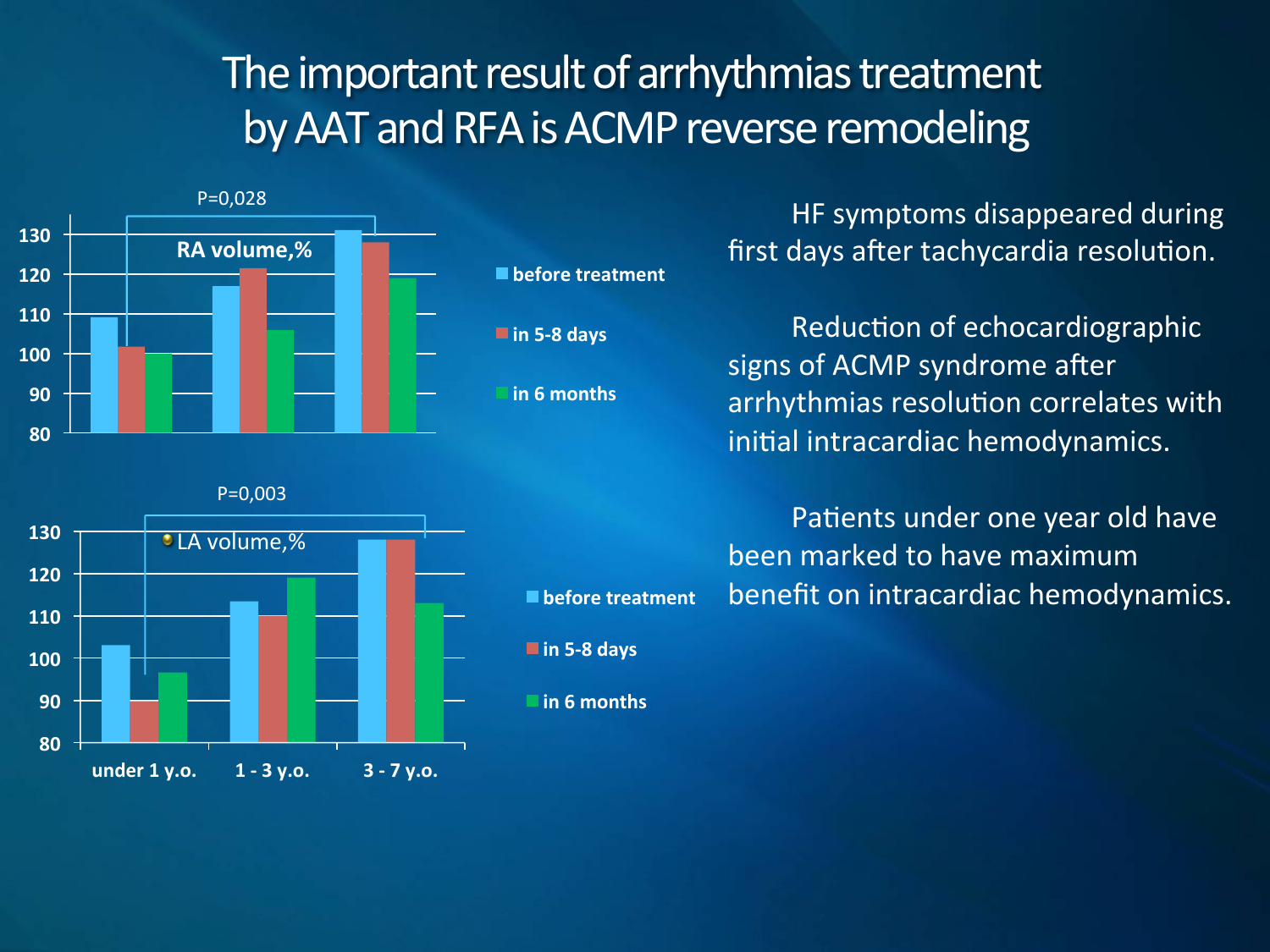# The important result of arrhythmias treatment by AAT and RFA is ACMP reverse remodeling

**RA volume,%** (P=0,028)

| | before treatment | in 5-8 days | in 6 months |
|---|---|---|---|
| under 1 y.o. | 109 | 102 | 100 |
| 1 - 3 y.o. | 117 | 121 | 106 |
| 3 - 7 y.o. | 131 | 128 | 119 |

**LA volume,%** (P=0,003)

| | before treatment | in 5-8 days | in 6 months |
|---|---|---|---|
| under 1 y.o. | 103 | 90 | 96 |
| 1 - 3 y.o. | 113 | 110 | 119 |
| 3 - 7 y.o. | 128 | 128 | 113 |

HF symptoms disappeared during first days after tachycardia resolution.

Reduction of echocardiographic signs of ACMP syndrome after arrhythmias resolution correlates with initial intracardiac hemodynamics.

Patients under one year old have been marked to have maximum benefit on intracardiac hemodynamics.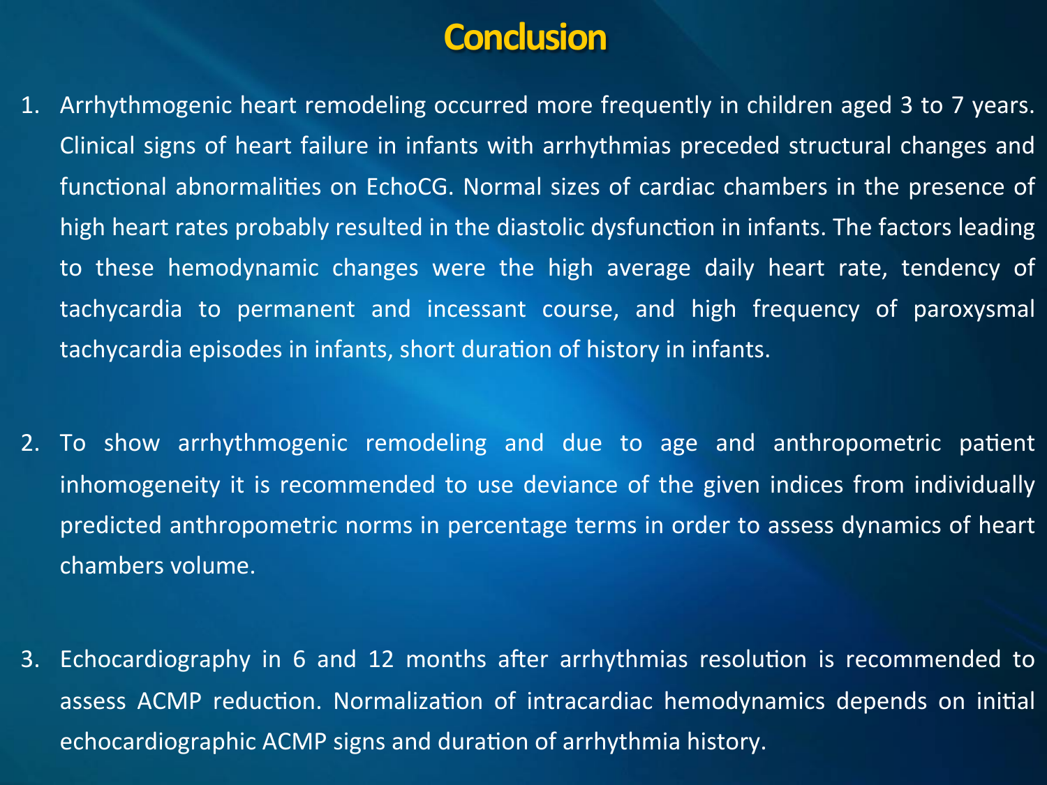# Conclusion

1. Arrhythmogenic heart remodeling occurred more frequently in children aged 3 to 7 years. Clinical signs of heart failure in infants with arrhythmias preceded structural changes and functional abnormalities on EchoCG. Normal sizes of cardiac chambers in the presence of high heart rates probably resulted in the diastolic dysfunction in infants. The factors leading to these hemodynamic changes were the high average daily heart rate, tendency of tachycardia to permanent and incessant course, and high frequency of paroxysmal tachycardia episodes in infants, short duration of history in infants.

2. To show arrhythmogenic remodeling and due to age and anthropometric patient inhomogeneity it is recommended to use deviance of the given indices from individually predicted anthropometric norms in percentage terms in order to assess dynamics of heart chambers volume.

3. Echocardiography in 6 and 12 months after arrhythmias resolution is recommended to assess ACMP reduction. Normalization of intracardiac hemodynamics depends on initial echocardiographic ACMP signs and duration of arrhythmia history.